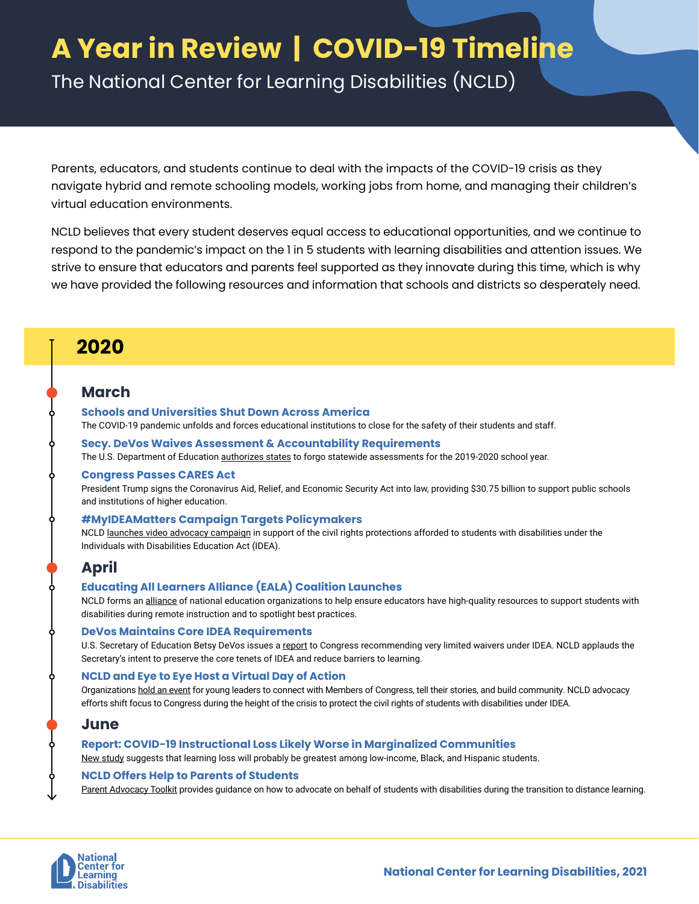# A Year in Review | COVID-19 Timeline

The National Center for Learning Disabilities (NCLD)

Parents, educators, and students continue to deal with the impacts of the COVID-19 crisis as they navigate hybrid and remote schooling models, working jobs from home, and managing their children's virtual education environments.

NCLD believes that every student deserves equal access to educational opportunities, and we continue to respond to the pandemic's impact on the 1 in 5 students with learning disabilities and attention issues. We strive to ensure that educators and parents feel supported as they innovate during this time, which is why we have provided the following resources and information that schools and districts so desperately need.

## 2020

### March

**Schools and Universities Shut Down Across America**

The COVID-19 pandemic unfolds and forces educational institutions to close for the safety of their students and staff.

**Secy. DeVos Waives Assessment & Accountability Requirements**

The U.S. Department of Education authorizes states to forgo statewide assessments for the 2019-2020 school year.

**Congress Passes CARES Act**

President Trump signs the Coronavirus Aid, Relief, and Economic Security Act into law, providing $30.75 billion to support public schools and institutions of higher education.

**#MyIDEAMatters Campaign Targets Policymakers**

NCLD launches video advocacy campaign in support of the civil rights protections afforded to students with disabilities under the Individuals with Disabilities Education Act (IDEA).

### April

**Educating All Learners Alliance (EALA) Coalition Launches**

NCLD forms an alliance of national education organizations to help ensure educators have high-quality resources to support students with disabilities during remote instruction and to spotlight best practices.

**DeVos Maintains Core IDEA Requirements**

U.S. Secretary of Education Betsy DeVos issues a report to Congress recommending very limited waivers under IDEA. NCLD applauds the Secretary's intent to preserve the core tenets of IDEA and reduce barriers to learning.

**NCLD and Eye to Eye Host a Virtual Day of Action**

Organizations hold an event for young leaders to connect with Members of Congress, tell their stories, and build community. NCLD advocacy efforts shift focus to Congress during the height of the crisis to protect the civil rights of students with disabilities under IDEA.

### June

**Report: COVID-19 Instructional Loss Likely Worse in Marginalized Communities**

New study suggests that learning loss will probably be greatest among low-income, Black, and Hispanic students.

**NCLD Offers Help to Parents of Students**

Parent Advocacy Toolkit provides guidance on how to advocate on behalf of students with disabilities during the transition to distance learning.

National Center for Learning Disabilities, 2021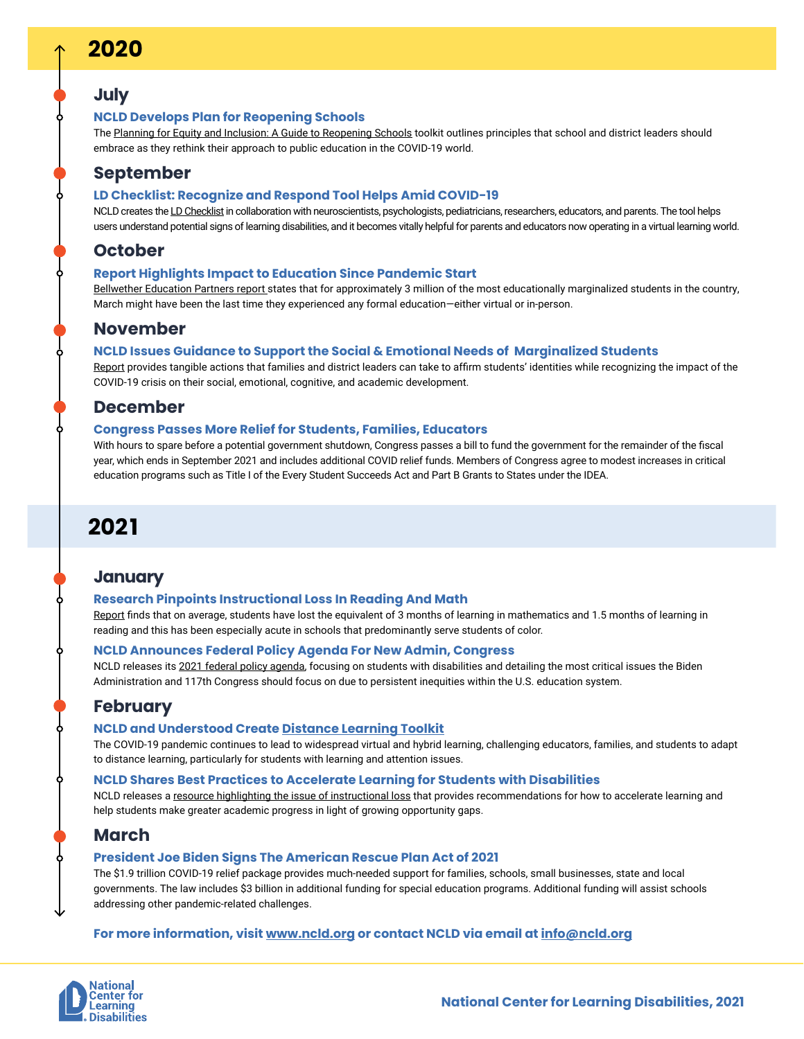# 2020

## July

### NCLD Develops Plan for Reopening Schools

The Planning for Equity and Inclusion: A Guide to Reopening Schools toolkit outlines principles that school and district leaders should embrace as they rethink their approach to public education in the COVID-19 world.

## September

### LD Checklist: Recognize and Respond Tool Helps Amid COVID-19

NCLD creates the LD Checklist in collaboration with neuroscientists, psychologists, pediatricians, researchers, educators, and parents. The tool helps users understand potential signs of learning disabilities, and it becomes vitally helpful for parents and educators now operating in a virtual learning world.

## October

### Report Highlights Impact to Education Since Pandemic Start

Bellwether Education Partners report states that for approximately 3 million of the most educationally marginalized students in the country, March might have been the last time they experienced any formal education—either virtual or in-person.

## November

### NCLD Issues Guidance to Support the Social & Emotional Needs of Marginalized Students

Report provides tangible actions that families and district leaders can take to affirm students' identities while recognizing the impact of the COVID-19 crisis on their social, emotional, cognitive, and academic development.

## December

### Congress Passes More Relief for Students, Families, Educators

With hours to spare before a potential government shutdown, Congress passes a bill to fund the government for the remainder of the fiscal year, which ends in September 2021 and includes additional COVID relief funds. Members of Congress agree to modest increases in critical education programs such as Title I of the Every Student Succeeds Act and Part B Grants to States under the IDEA.

# 2021

## January

### Research Pinpoints Instructional Loss In Reading And Math

Report finds that on average, students have lost the equivalent of 3 months of learning in mathematics and 1.5 months of learning in reading and this has been especially acute in schools that predominantly serve students of color.

### NCLD Announces Federal Policy Agenda For New Admin, Congress

NCLD releases its 2021 federal policy agenda, focusing on students with disabilities and detailing the most critical issues the Biden Administration and 117th Congress should focus on due to persistent inequities within the U.S. education system.

## February

### NCLD and Understood Create Distance Learning Toolkit

The COVID-19 pandemic continues to lead to widespread virtual and hybrid learning, challenging educators, families, and students to adapt to distance learning, particularly for students with learning and attention issues.

### NCLD Shares Best Practices to Accelerate Learning for Students with Disabilities

NCLD releases a resource highlighting the issue of instructional loss that provides recommendations for how to accelerate learning and help students make greater academic progress in light of growing opportunity gaps.

## March

### President Joe Biden Signs The American Rescue Plan Act of 2021

The $1.9 trillion COVID-19 relief package provides much-needed support for families, schools, small businesses, state and local governments. The law includes $3 billion in additional funding for special education programs. Additional funding will assist schools addressing other pandemic-related challenges.

**For more information, visit www.ncld.org or contact NCLD via email at info@ncld.org**

National Center for Learning Disabilities

**National Center for Learning Disabilities, 2021**